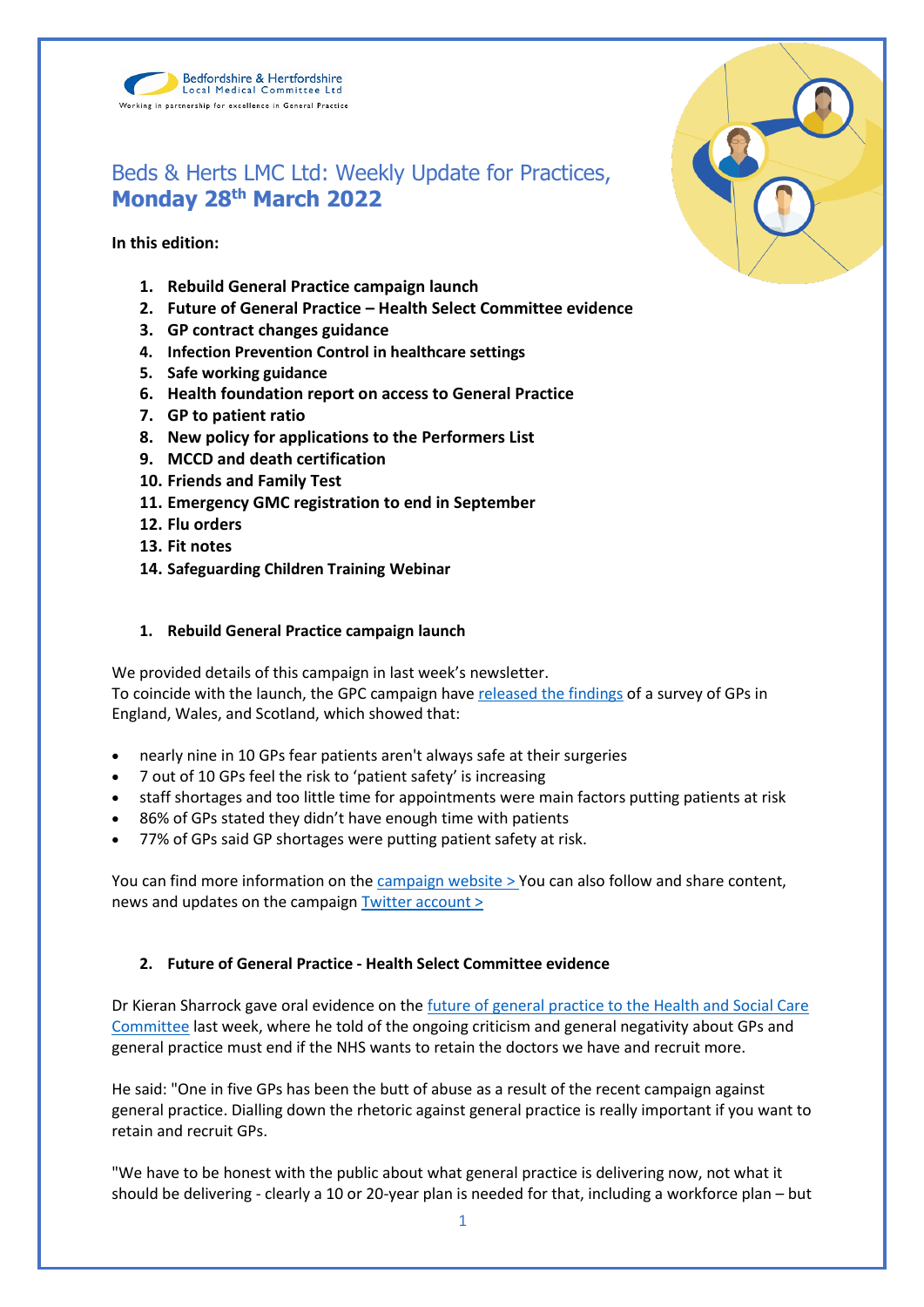Bedfordshire & Hertfordshire Local Medical Committee Ltd

Working in partnership for excellence in General Practice

# Beds & Herts LMC Ltd: Weekly Update for Practices, **Monday 28th March 2022**

**In this edition:**

1. **Rebuild General Practice campaign launch**
2. **Future of General Practice – Health Select Committee evidence**
3. **GP contract changes guidance**
4. **Infection Prevention Control in healthcare settings**
5. **Safe working guidance**
6. **Health foundation report on access to General Practice**
7. **GP to patient ratio**
8. **New policy for applications to the Performers List**
9. **MCCD and death certification**
10. **Friends and Family Test**
11. **Emergency GMC registration to end in September**
12. **Flu orders**
13. **Fit notes**
14. **Safeguarding Children Training Webinar**

## 1. Rebuild General Practice campaign launch

We provided details of this campaign in last week's newsletter.
To coincide with the launch, the GPC campaign have released the findings of a survey of GPs in England, Wales, and Scotland, which showed that:

- nearly nine in 10 GPs fear patients aren't always safe at their surgeries
- 7 out of 10 GPs feel the risk to 'patient safety' is increasing
- staff shortages and too little time for appointments were main factors putting patients at risk
- 86% of GPs stated they didn't have enough time with patients
- 77% of GPs said GP shortages were putting patient safety at risk.

You can find more information on the campaign website > You can also follow and share content, news and updates on the campaign Twitter account >

## 2. Future of General Practice - Health Select Committee evidence

Dr Kieran Sharrock gave oral evidence on the future of general practice to the Health and Social Care Committee last week, where he told of the ongoing criticism and general negativity about GPs and general practice must end if the NHS wants to retain the doctors we have and recruit more.

He said: "One in five GPs has been the butt of abuse as a result of the recent campaign against general practice. Dialling down the rhetoric against general practice is really important if you want to retain and recruit GPs.

"We have to be honest with the public about what general practice is delivering now, not what it should be delivering - clearly a 10 or 20-year plan is needed for that, including a workforce plan – but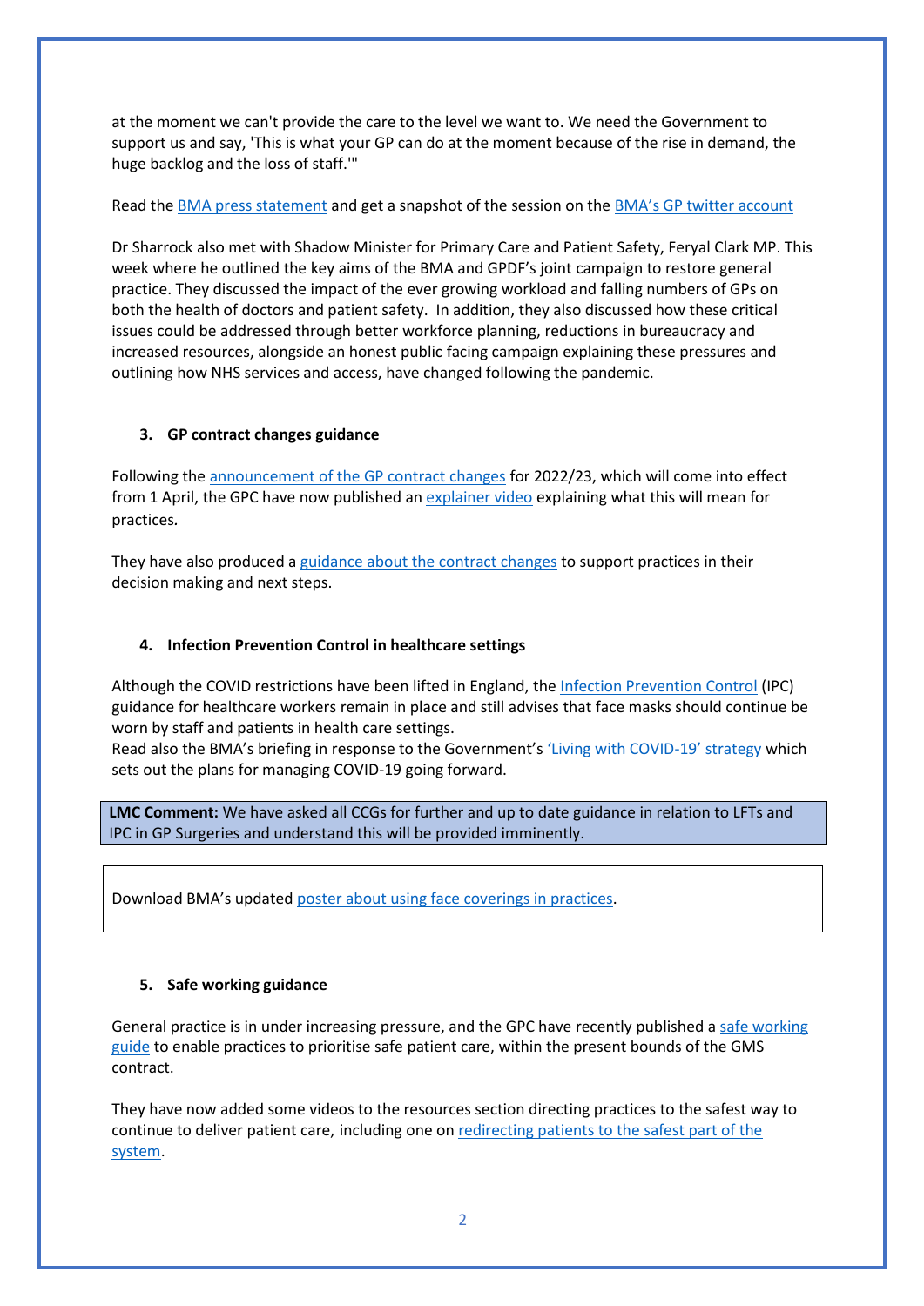at the moment we can't provide the care to the level we want to. We need the Government to support us and say, 'This is what your GP can do at the moment because of the rise in demand, the huge backlog and the loss of staff.'"

Read the BMA press statement and get a snapshot of the session on the BMA's GP twitter account

Dr Sharrock also met with Shadow Minister for Primary Care and Patient Safety, Feryal Clark MP. This week where he outlined the key aims of the BMA and GPDF's joint campaign to restore general practice. They discussed the impact of the ever growing workload and falling numbers of GPs on both the health of doctors and patient safety. In addition, they also discussed how these critical issues could be addressed through better workforce planning, reductions in bureaucracy and increased resources, alongside an honest public facing campaign explaining these pressures and outlining how NHS services and access, have changed following the pandemic.

### 3. GP contract changes guidance

Following the announcement of the GP contract changes for 2022/23, which will come into effect from 1 April, the GPC have now published an explainer video explaining what this will mean for practices.

They have also produced a guidance about the contract changes to support practices in their decision making and next steps.

### 4. Infection Prevention Control in healthcare settings

Although the COVID restrictions have been lifted in England, the Infection Prevention Control (IPC) guidance for healthcare workers remain in place and still advises that face masks should continue be worn by staff and patients in health care settings.
Read also the BMA's briefing in response to the Government's 'Living with COVID-19' strategy which sets out the plans for managing COVID-19 going forward.

**LMC Comment:** We have asked all CCGs for further and up to date guidance in relation to LFTs and IPC in GP Surgeries and understand this will be provided imminently.

Download BMA's updated poster about using face coverings in practices.

### 5. Safe working guidance

General practice is in under increasing pressure, and the GPC have recently published a safe working guide to enable practices to prioritise safe patient care, within the present bounds of the GMS contract.

They have now added some videos to the resources section directing practices to the safest way to continue to deliver patient care, including one on redirecting patients to the safest part of the system.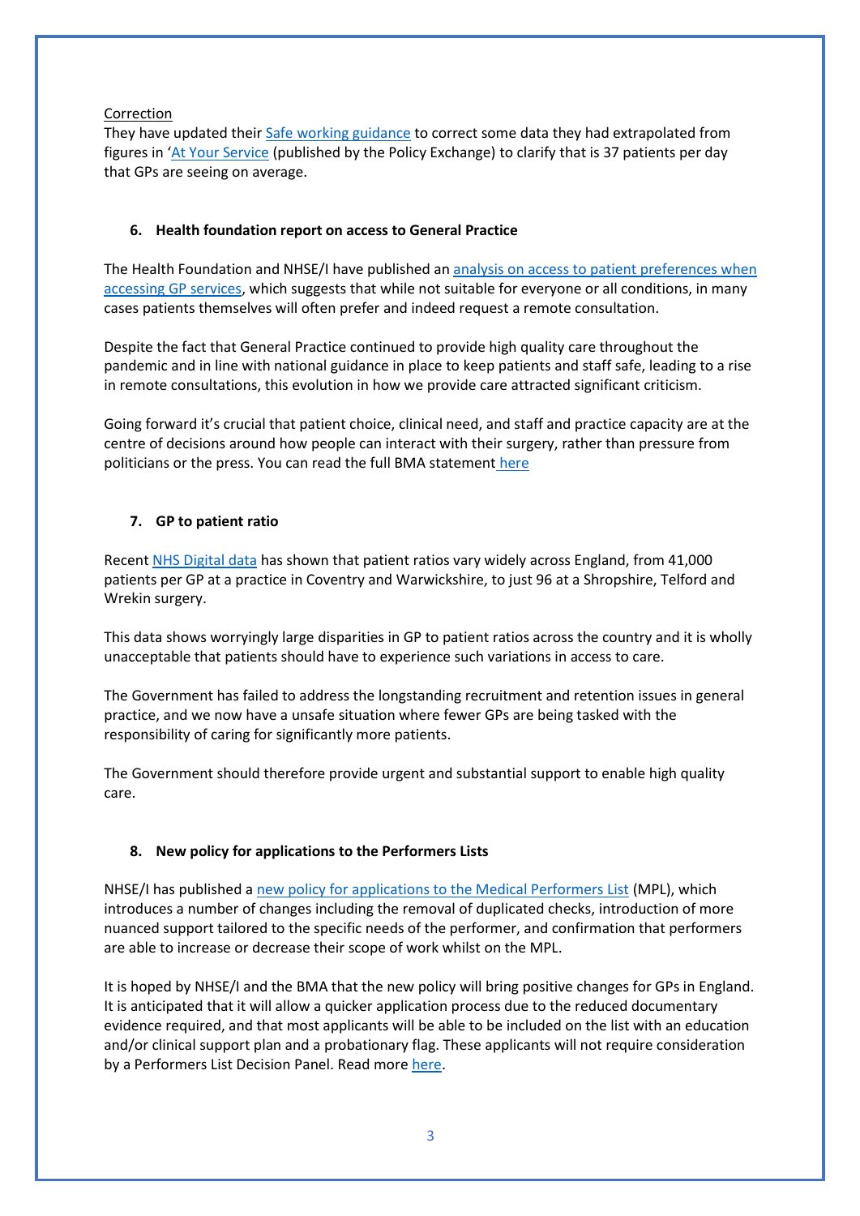Correction
They have updated their Safe working guidance to correct some data they had extrapolated from figures in 'At Your Service (published by the Policy Exchange) to clarify that is 37 patients per day that GPs are seeing on average.

## 6. Health foundation report on access to General Practice

The Health Foundation and NHSE/I have published an analysis on access to patient preferences when accessing GP services, which suggests that while not suitable for everyone or all conditions, in many cases patients themselves will often prefer and indeed request a remote consultation.

Despite the fact that General Practice continued to provide high quality care throughout the pandemic and in line with national guidance in place to keep patients and staff safe, leading to a rise in remote consultations, this evolution in how we provide care attracted significant criticism.

Going forward it's crucial that patient choice, clinical need, and staff and practice capacity are at the centre of decisions around how people can interact with their surgery, rather than pressure from politicians or the press. You can read the full BMA statement here

## 7. GP to patient ratio

Recent NHS Digital data has shown that patient ratios vary widely across England, from 41,000 patients per GP at a practice in Coventry and Warwickshire, to just 96 at a Shropshire, Telford and Wrekin surgery.

This data shows worryingly large disparities in GP to patient ratios across the country and it is wholly unacceptable that patients should have to experience such variations in access to care.

The Government has failed to address the longstanding recruitment and retention issues in general practice, and we now have a unsafe situation where fewer GPs are being tasked with the responsibility of caring for significantly more patients.

The Government should therefore provide urgent and substantial support to enable high quality care.

## 8. New policy for applications to the Performers Lists

NHSE/I has published a new policy for applications to the Medical Performers List (MPL), which introduces a number of changes including the removal of duplicated checks, introduction of more nuanced support tailored to the specific needs of the performer, and confirmation that performers are able to increase or decrease their scope of work whilst on the MPL.

It is hoped by NHSE/I and the BMA that the new policy will bring positive changes for GPs in England. It is anticipated that it will allow a quicker application process due to the reduced documentary evidence required, and that most applicants will be able to be included on the list with an education and/or clinical support plan and a probationary flag. These applicants will not require consideration by a Performers List Decision Panel. Read more here.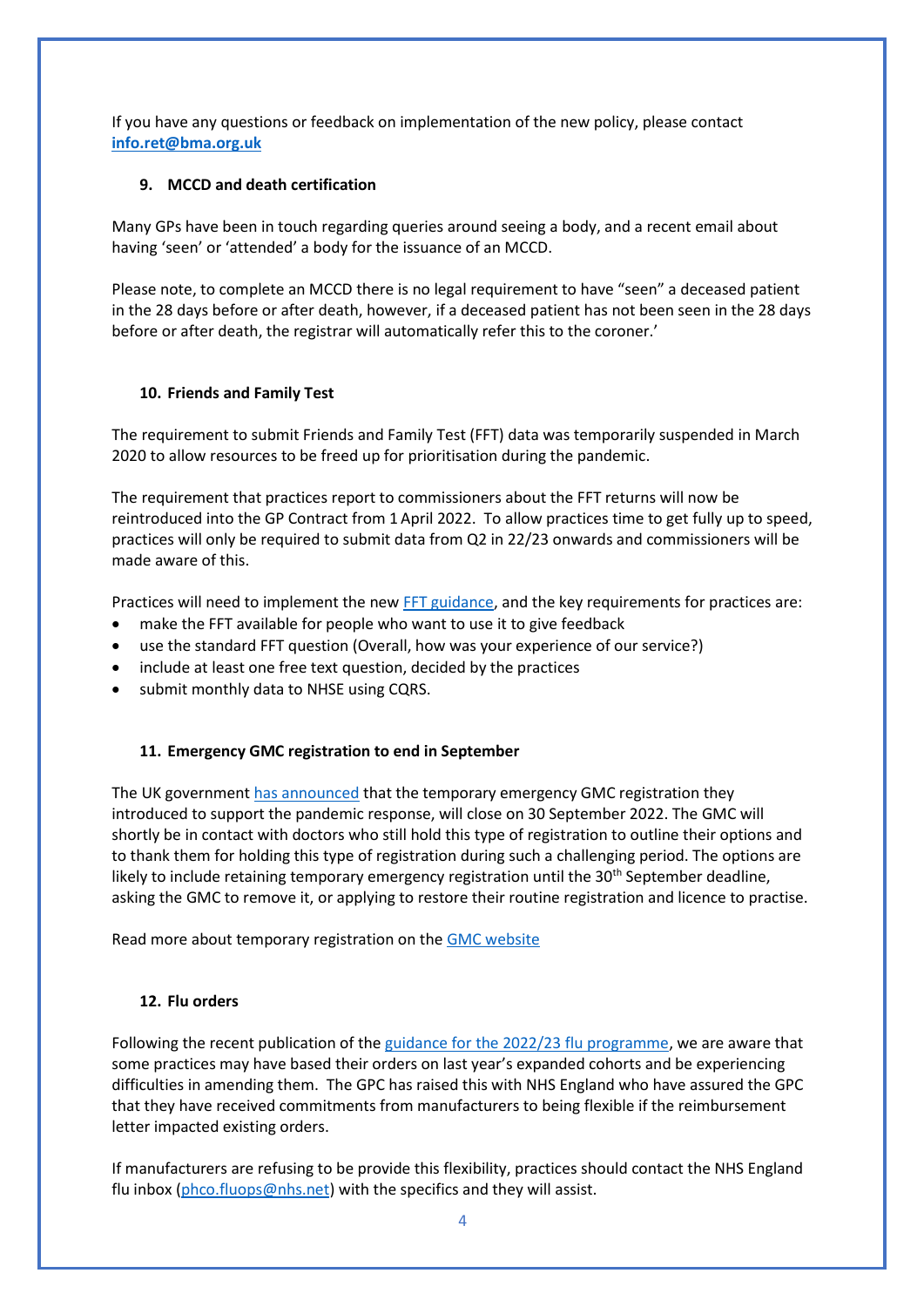If you have any questions or feedback on implementation of the new policy, please contact **info.ret@bma.org.uk**

### 9. MCCD and death certification

Many GPs have been in touch regarding queries around seeing a body, and a recent email about having 'seen' or 'attended' a body for the issuance of an MCCD.

Please note, to complete an MCCD there is no legal requirement to have "seen" a deceased patient in the 28 days before or after death, however, if a deceased patient has not been seen in the 28 days before or after death, the registrar will automatically refer this to the coroner.'

### 10. Friends and Family Test

The requirement to submit Friends and Family Test (FFT) data was temporarily suspended in March 2020 to allow resources to be freed up for prioritisation during the pandemic.

The requirement that practices report to commissioners about the FFT returns will now be reintroduced into the GP Contract from 1 April 2022. To allow practices time to get fully up to speed, practices will only be required to submit data from Q2 in 22/23 onwards and commissioners will be made aware of this.

Practices will need to implement the new FFT guidance, and the key requirements for practices are:

- make the FFT available for people who want to use it to give feedback
- use the standard FFT question (Overall, how was your experience of our service?)
- include at least one free text question, decided by the practices
- submit monthly data to NHSE using CQRS.

### 11. Emergency GMC registration to end in September

The UK government has announced that the temporary emergency GMC registration they introduced to support the pandemic response, will close on 30 September 2022. The GMC will shortly be in contact with doctors who still hold this type of registration to outline their options and to thank them for holding this type of registration during such a challenging period. The options are likely to include retaining temporary emergency registration until the 30th September deadline, asking the GMC to remove it, or applying to restore their routine registration and licence to practise.

Read more about temporary registration on the GMC website

### 12. Flu orders

Following the recent publication of the guidance for the 2022/23 flu programme, we are aware that some practices may have based their orders on last year's expanded cohorts and be experiencing difficulties in amending them. The GPC has raised this with NHS England who have assured the GPC that they have received commitments from manufacturers to being flexible if the reimbursement letter impacted existing orders.

If manufacturers are refusing to be provide this flexibility, practices should contact the NHS England flu inbox (phco.fluops@nhs.net) with the specifics and they will assist.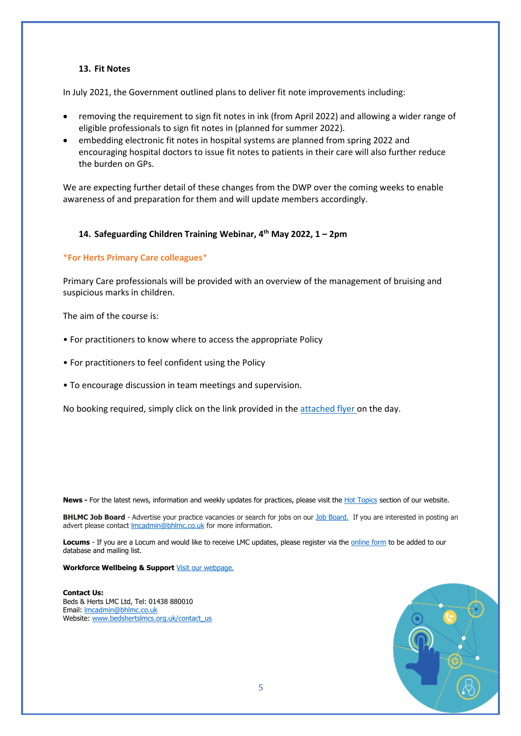## 13. Fit Notes

In July 2021, the Government outlined plans to deliver fit note improvements including:

- removing the requirement to sign fit notes in ink (from April 2022) and allowing a wider range of eligible professionals to sign fit notes in (planned for summer 2022).
- embedding electronic fit notes in hospital systems are planned from spring 2022 and encouraging hospital doctors to issue fit notes to patients in their care will also further reduce the burden on GPs.

We are expecting further detail of these changes from the DWP over the coming weeks to enable awareness of and preparation for them and will update members accordingly.

## 14. Safeguarding Children Training Webinar, 4th May 2022, 1 – 2pm

*For Herts Primary Care colleagues*

Primary Care professionals will be provided with an overview of the management of bruising and suspicious marks in children.

The aim of the course is:

- For practitioners to know where to access the appropriate Policy
- For practitioners to feel confident using the Policy
- To encourage discussion in team meetings and supervision.

No booking required, simply click on the link provided in the attached flyer on the day.

**News -** For the latest news, information and weekly updates for practices, please visit the Hot Topics section of our website.

**BHLMC Job Board** - Advertise your practice vacancies or search for jobs on our Job Board. If you are interested in posting an advert please contact lmcadmin@bhlmc.co.uk for more information.

**Locums** - If you are a Locum and would like to receive LMC updates, please register via the online form to be added to our database and mailing list.

**Workforce Wellbeing & Support** Visit our webpage.

**Contact Us:**
Beds & Herts LMC Ltd, Tel: 01438 880010
Email: lmcadmin@bhlmc.co.uk
Website: www.bedshertslmcs.org.uk/contact_us